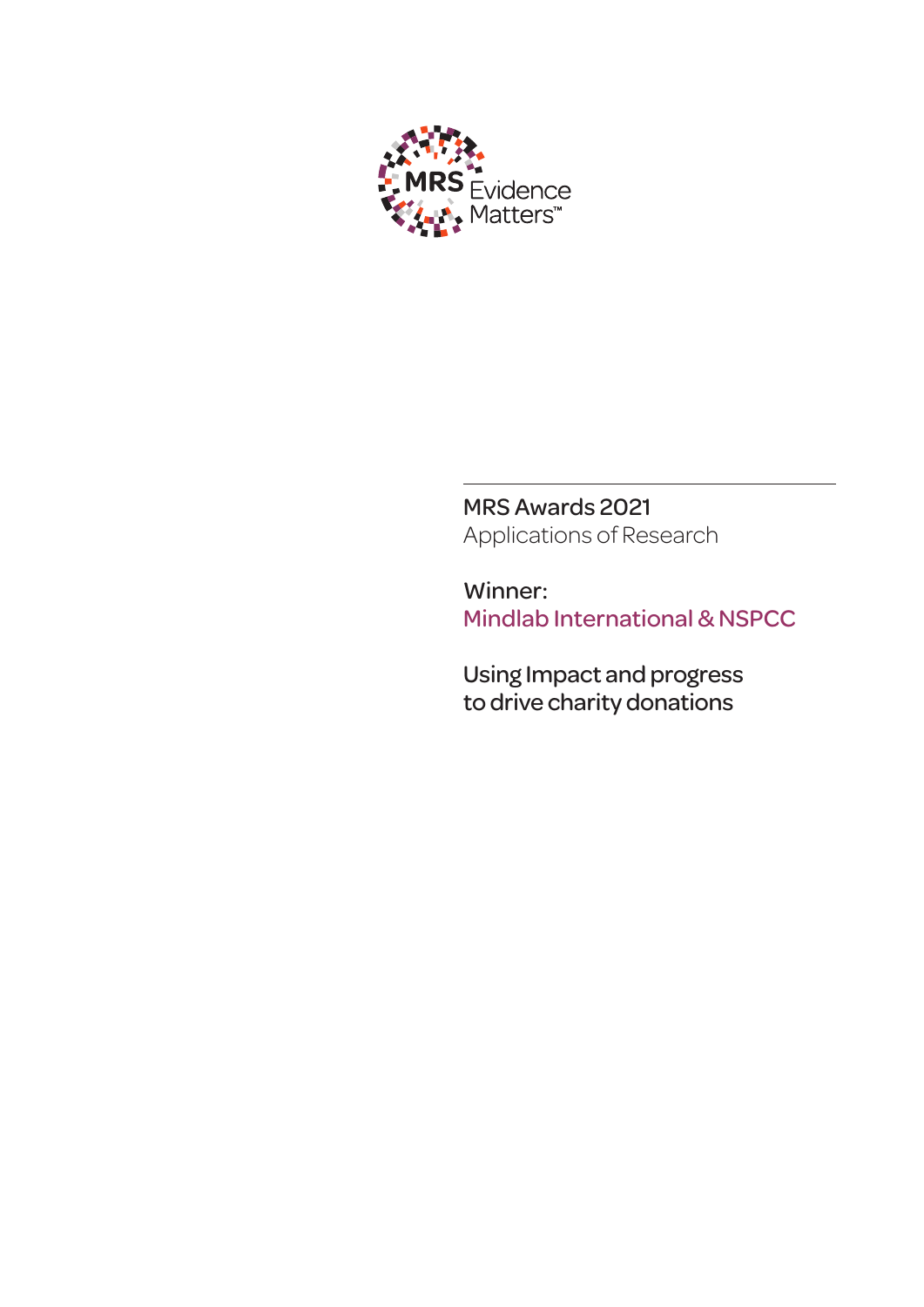MRS Evidence Matters™

MRS Awards 2021
Applications of Research

Winner:
Mindlab International & NSPCC

# Using Impact and progress to drive charity donations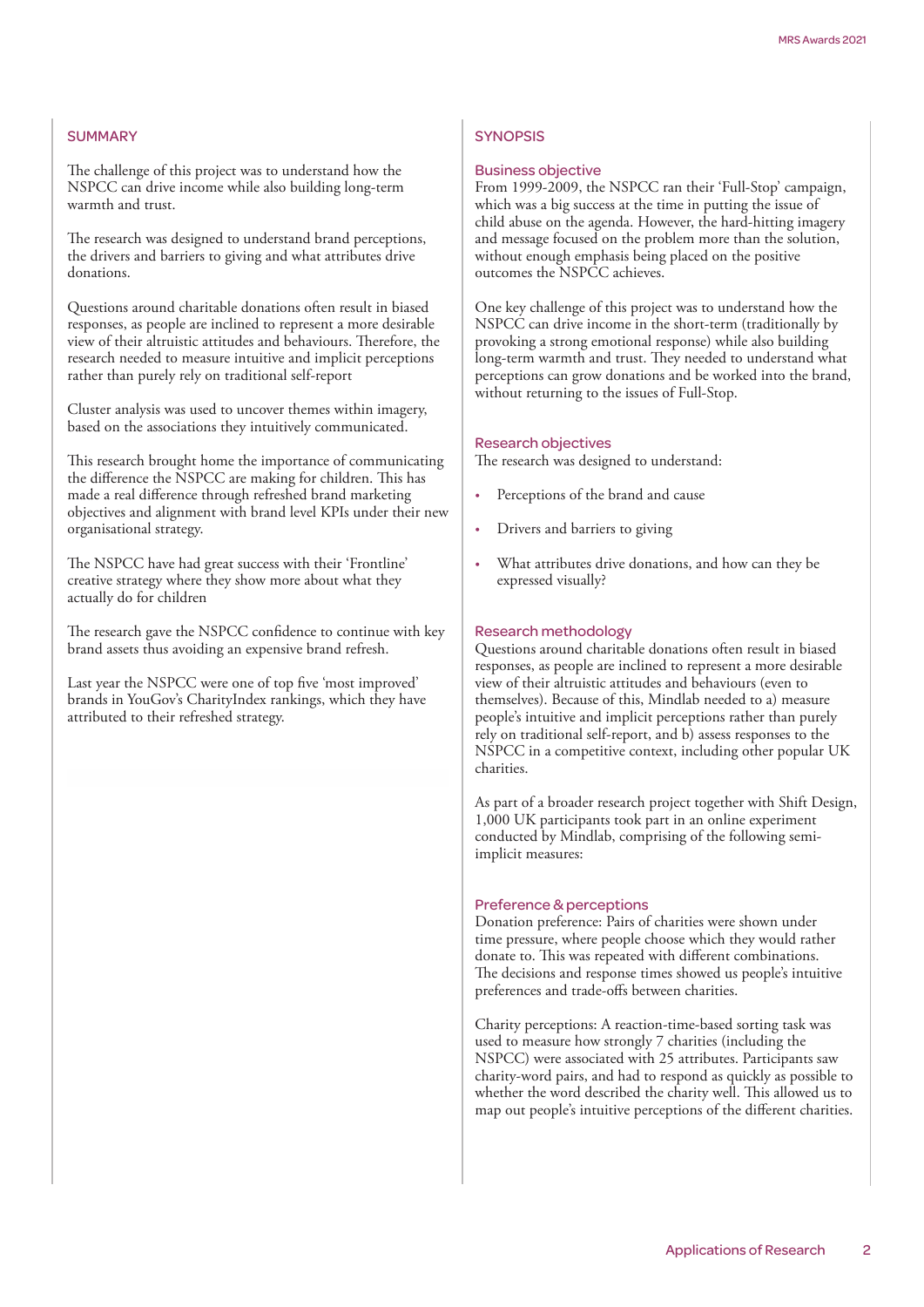## SUMMARY

The challenge of this project was to understand how the NSPCC can drive income while also building long-term warmth and trust.

The research was designed to understand brand perceptions, the drivers and barriers to giving and what attributes drive donations.

Questions around charitable donations often result in biased responses, as people are inclined to represent a more desirable view of their altruistic attitudes and behaviours. Therefore, the research needed to measure intuitive and implicit perceptions rather than purely rely on traditional self-report

Cluster analysis was used to uncover themes within imagery, based on the associations they intuitively communicated.

This research brought home the importance of communicating the difference the NSPCC are making for children. This has made a real difference through refreshed brand marketing objectives and alignment with brand level KPIs under their new organisational strategy.

The NSPCC have had great success with their 'Frontline' creative strategy where they show more about what they actually do for children

The research gave the NSPCC confidence to continue with key brand assets thus avoiding an expensive brand refresh.

Last year the NSPCC were one of top five 'most improved' brands in YouGov's CharityIndex rankings, which they have attributed to their refreshed strategy.

## SYNOPSIS

### Business objective

From 1999-2009, the NSPCC ran their 'Full-Stop' campaign, which was a big success at the time in putting the issue of child abuse on the agenda. However, the hard-hitting imagery and message focused on the problem more than the solution, without enough emphasis being placed on the positive outcomes the NSPCC achieves.

One key challenge of this project was to understand how the NSPCC can drive income in the short-term (traditionally by provoking a strong emotional response) while also building long-term warmth and trust. They needed to understand what perceptions can grow donations and be worked into the brand, without returning to the issues of Full-Stop.

### Research objectives

The research was designed to understand:

- Perceptions of the brand and cause
- Drivers and barriers to giving
- What attributes drive donations, and how can they be expressed visually?

### Research methodology

Questions around charitable donations often result in biased responses, as people are inclined to represent a more desirable view of their altruistic attitudes and behaviours (even to themselves). Because of this, Mindlab needed to a) measure people's intuitive and implicit perceptions rather than purely rely on traditional self-report, and b) assess responses to the NSPCC in a competitive context, including other popular UK charities.

As part of a broader research project together with Shift Design, 1,000 UK participants took part in an online experiment conducted by Mindlab, comprising of the following semi-implicit measures:

### Preference & perceptions

Donation preference: Pairs of charities were shown under time pressure, where people choose which they would rather donate to. This was repeated with different combinations. The decisions and response times showed us people's intuitive preferences and trade-offs between charities.

Charity perceptions: A reaction-time-based sorting task was used to measure how strongly 7 charities (including the NSPCC) were associated with 25 attributes. Participants saw charity-word pairs, and had to respond as quickly as possible to whether the word described the charity well. This allowed us to map out people's intuitive perceptions of the different charities.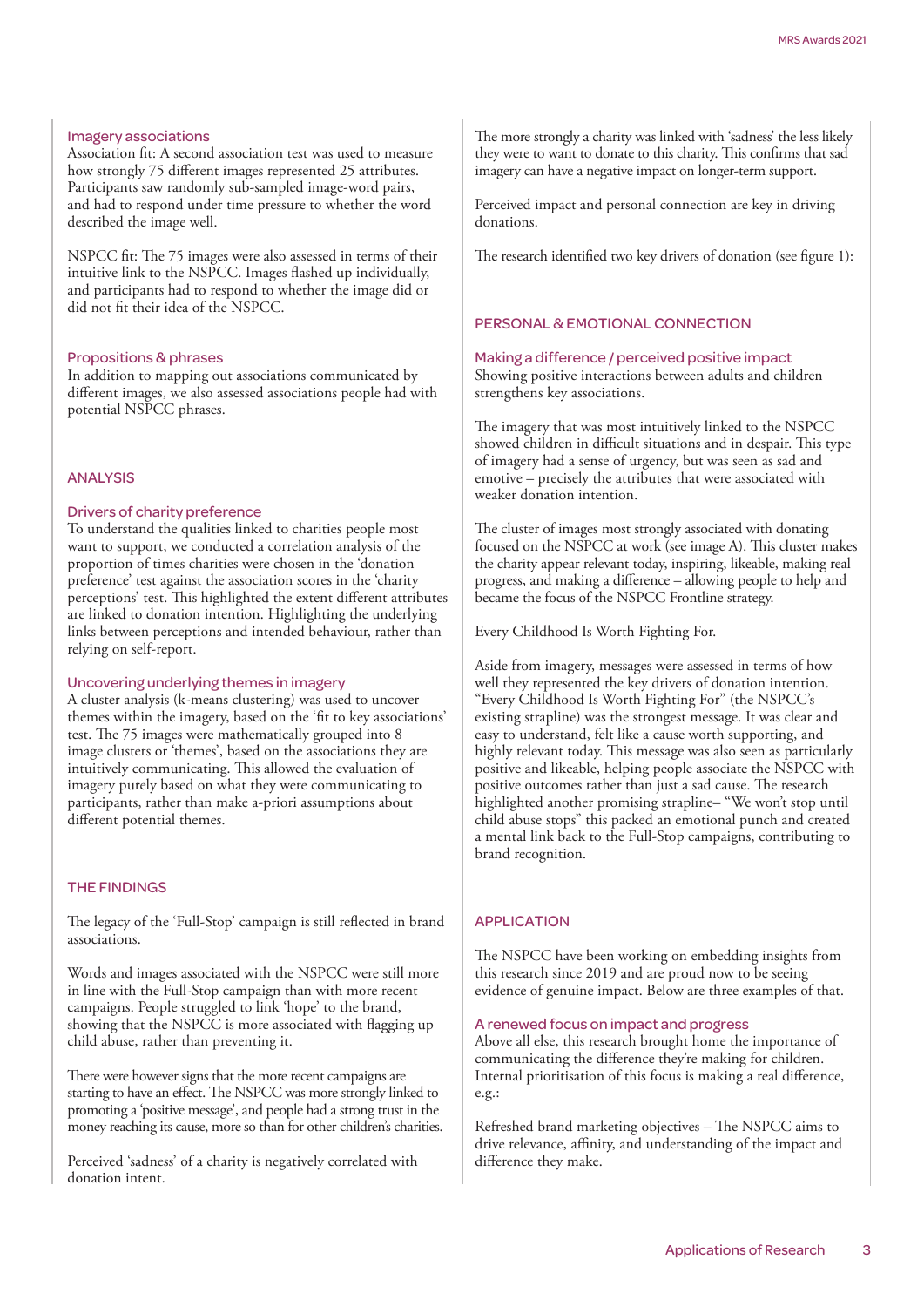### Imagery associations

Association fit: A second association test was used to measure how strongly 75 different images represented 25 attributes. Participants saw randomly sub-sampled image-word pairs, and had to respond under time pressure to whether the word described the image well.

NSPCC fit: The 75 images were also assessed in terms of their intuitive link to the NSPCC. Images flashed up individually, and participants had to respond to whether the image did or did not fit their idea of the NSPCC.

### Propositions & phrases

In addition to mapping out associations communicated by different images, we also assessed associations people had with potential NSPCC phrases.

## ANALYSIS

### Drivers of charity preference

To understand the qualities linked to charities people most want to support, we conducted a correlation analysis of the proportion of times charities were chosen in the 'donation preference' test against the association scores in the 'charity perceptions' test. This highlighted the extent different attributes are linked to donation intention. Highlighting the underlying links between perceptions and intended behaviour, rather than relying on self-report.

### Uncovering underlying themes in imagery

A cluster analysis (k-means clustering) was used to uncover themes within the imagery, based on the 'fit to key associations' test. The 75 images were mathematically grouped into 8 image clusters or 'themes', based on the associations they are intuitively communicating. This allowed the evaluation of imagery purely based on what they were communicating to participants, rather than make a-priori assumptions about different potential themes.

## THE FINDINGS

The legacy of the 'Full-Stop' campaign is still reflected in brand associations.

Words and images associated with the NSPCC were still more in line with the Full-Stop campaign than with more recent campaigns. People struggled to link 'hope' to the brand, showing that the NSPCC is more associated with flagging up child abuse, rather than preventing it.

There were however signs that the more recent campaigns are starting to have an effect. The NSPCC was more strongly linked to promoting a 'positive message', and people had a strong trust in the money reaching its cause, more so than for other children's charities.

Perceived 'sadness' of a charity is negatively correlated with donation intent.

The more strongly a charity was linked with 'sadness' the less likely they were to want to donate to this charity. This confirms that sad imagery can have a negative impact on longer-term support.

Perceived impact and personal connection are key in driving donations.

The research identified two key drivers of donation (see figure 1):

## PERSONAL & EMOTIONAL CONNECTION

### Making a difference / perceived positive impact

Showing positive interactions between adults and children strengthens key associations.

The imagery that was most intuitively linked to the NSPCC showed children in difficult situations and in despair. This type of imagery had a sense of urgency, but was seen as sad and emotive – precisely the attributes that were associated with weaker donation intention.

The cluster of images most strongly associated with donating focused on the NSPCC at work (see image A). This cluster makes the charity appear relevant today, inspiring, likeable, making real progress, and making a difference – allowing people to help and became the focus of the NSPCC Frontline strategy.

Every Childhood Is Worth Fighting For.

Aside from imagery, messages were assessed in terms of how well they represented the key drivers of donation intention. "Every Childhood Is Worth Fighting For" (the NSPCC's existing strapline) was the strongest message. It was clear and easy to understand, felt like a cause worth supporting, and highly relevant today. This message was also seen as particularly positive and likeable, helping people associate the NSPCC with positive outcomes rather than just a sad cause. The research highlighted another promising strapline– "We won't stop until child abuse stops" this packed an emotional punch and created a mental link back to the Full-Stop campaigns, contributing to brand recognition.

## APPLICATION

The NSPCC have been working on embedding insights from this research since 2019 and are proud now to be seeing evidence of genuine impact. Below are three examples of that.

### A renewed focus on impact and progress

Above all else, this research brought home the importance of communicating the difference they're making for children. Internal prioritisation of this focus is making a real difference, e.g.:

Refreshed brand marketing objectives – The NSPCC aims to drive relevance, affinity, and understanding of the impact and difference they make.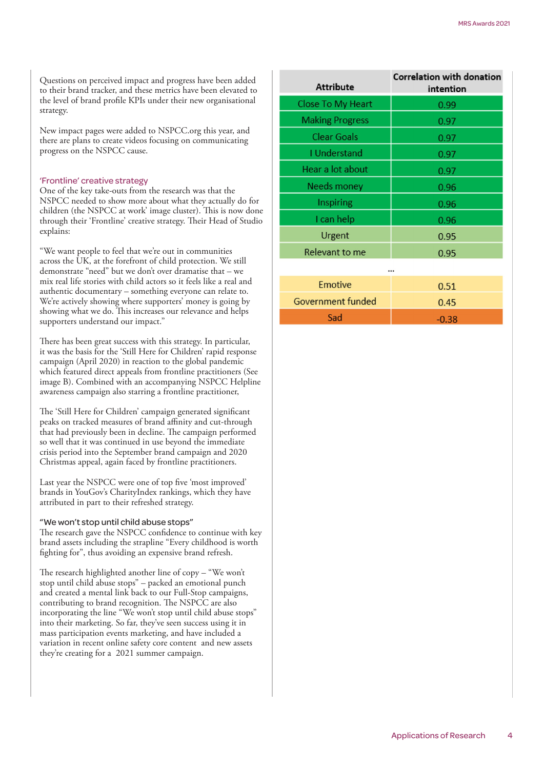Questions on perceived impact and progress have been added to their brand tracker, and these metrics have been elevated to the level of brand profile KPIs under their new organisational strategy.

New impact pages were added to NSPCC.org this year, and there are plans to create videos focusing on communicating progress on the NSPCC cause.

### 'Frontline' creative strategy

One of the key take-outs from the research was that the NSPCC needed to show more about what they actually do for children (the NSPCC at work' image cluster). This is now done through their 'Frontline' creative strategy. Their Head of Studio explains:

"We want people to feel that we're out in communities across the UK, at the forefront of child protection. We still demonstrate "need" but we don't over dramatise that – we mix real life stories with child actors so it feels like a real and authentic documentary – something everyone can relate to. We're actively showing where supporters' money is going by showing what we do. This increases our relevance and helps supporters understand our impact."

There has been great success with this strategy. In particular, it was the basis for the 'Still Here for Children' rapid response campaign (April 2020) in reaction to the global pandemic which featured direct appeals from frontline practitioners (See image B). Combined with an accompanying NSPCC Helpline awareness campaign also starring a frontline practitioner,

The 'Still Here for Children' campaign generated significant peaks on tracked measures of brand affinity and cut-through that had previously been in decline. The campaign performed so well that it was continued in use beyond the immediate crisis period into the September brand campaign and 2020 Christmas appeal, again faced by frontline practitioners.

Last year the NSPCC were one of top five 'most improved' brands in YouGov's CharityIndex rankings, which they have attributed in part to their refreshed strategy.

### "We won't stop until child abuse stops"

The research gave the NSPCC confidence to continue with key brand assets including the strapline "Every childhood is worth fighting for", thus avoiding an expensive brand refresh.

The research highlighted another line of copy – "We won't stop until child abuse stops" – packed an emotional punch and created a mental link back to our Full-Stop campaigns, contributing to brand recognition. The NSPCC are also incorporating the line "We won't stop until child abuse stops" into their marketing. So far, they've seen success using it in mass participation events marketing, and have included a variation in recent online safety core content and new assets they're creating for a 2021 summer campaign.

| Attribute | Correlation with donation intention |
|---|---|
| Close To My Heart | 0.99 |
| Making Progress | 0.97 |
| Clear Goals | 0.97 |
| I Understand | 0.97 |
| Hear a lot about | 0.97 |
| Needs money | 0.96 |
| Inspiring | 0.96 |
| I can help | 0.96 |
| Urgent | 0.95 |
| Relevant to me | 0.95 |
| ... | |
| Emotive | 0.51 |
| Government funded | 0.45 |
| Sad | -0.38 |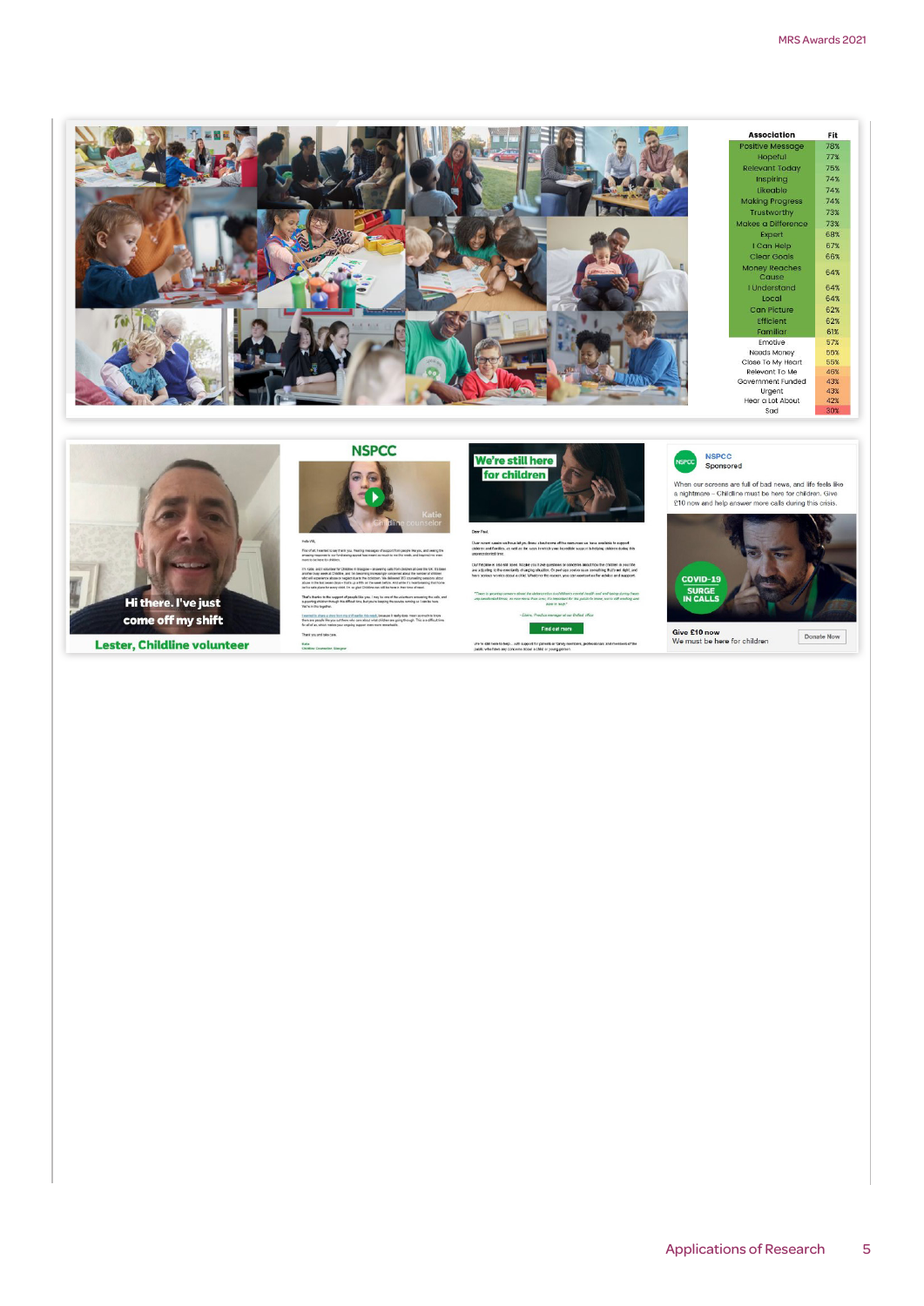| Association | Fit |
|---|---|
| Positive Message | 78% |
| Hopeful | 77% |
| Relevant Today | 75% |
| Inspiring | 74% |
| Likeable | 74% |
| Making Progress | 74% |
| Trustworthy | 73% |
| Makes a Difference | 73% |
| Expert | 68% |
| I Can Help | 67% |
| Clear Goals | 66% |
| Money Reaches Cause | 64% |
| I Understand | 64% |
| Local | 64% |
| Can Picture | 62% |
| Efficient | 62% |
| Familiar | 61% |
| Emotive | 57% |
| Needs Money | 55% |
| Close To My Heart | 55% |
| Relevant To Me | 46% |
| Government Funded | 43% |
| Urgent | 43% |
| Hear a Lot About | 42% |
| Sad | 30% |

Hi there. I've just come off my shift

Lester, Childline volunteer

NSPCC

Katie
Childline counsellor

We're still here for children

NSPCC
Sponsored

When our screens are full of bad news, and life feels like a nightmare – Childline must be here for children. Give £10 now and help answer more calls during this crisis.

COVID-19 SURGE IN CALLS

Give £10 now
We must be here for children

Donate Now